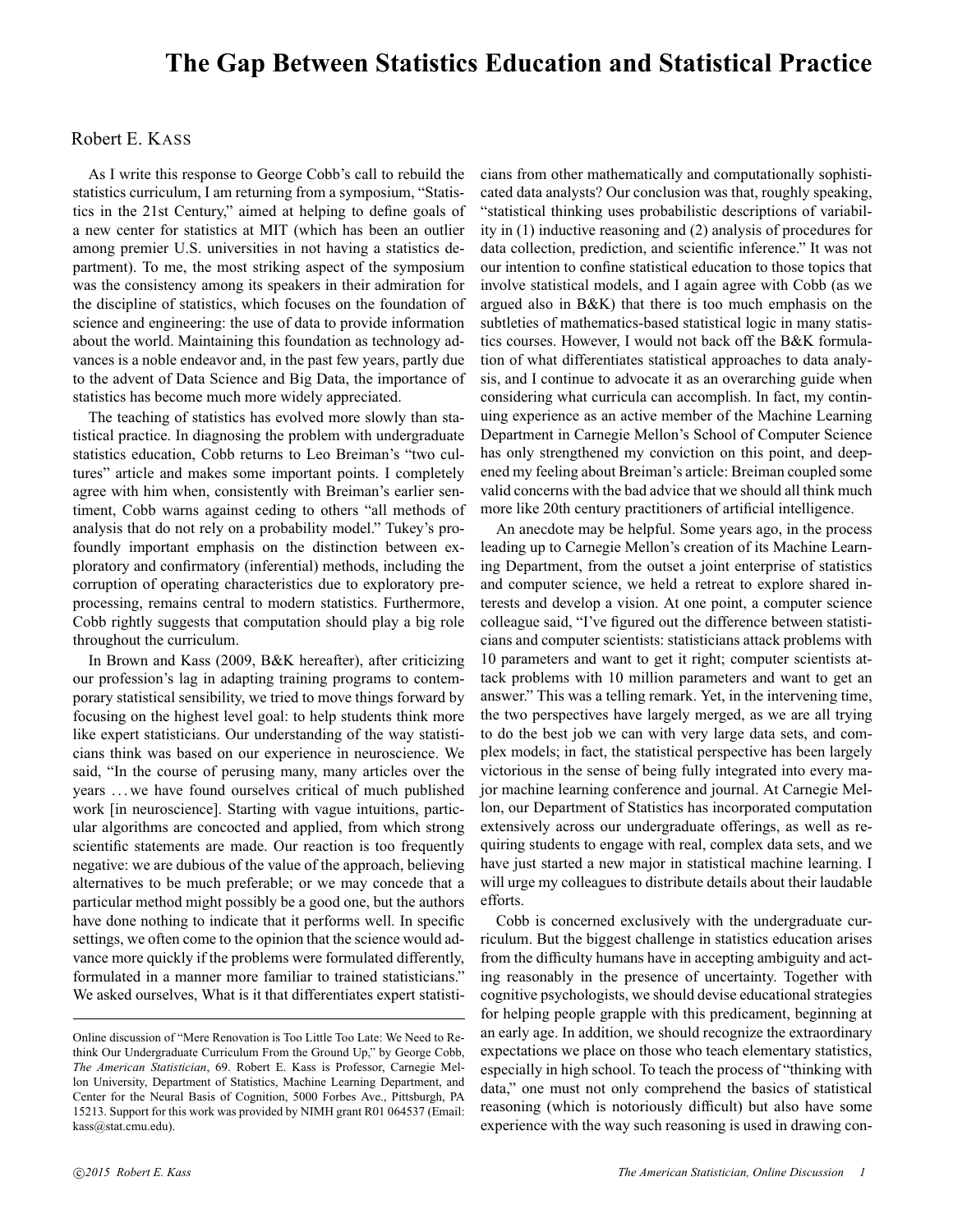# The Gap Between Statistics Education and Statistical Practice

Robert E. KASS

As I write this response to George Cobb's call to rebuild the statistics curriculum, I am returning from a symposium, "Statistics in the 21st Century," aimed at helping to define goals of a new center for statistics at MIT (which has been an outlier among premier U.S. universities in not having a statistics department). To me, the most striking aspect of the symposium was the consistency among its speakers in their admiration for the discipline of statistics, which focuses on the foundation of science and engineering: the use of data to provide information about the world. Maintaining this foundation as technology advances is a noble endeavor and, in the past few years, partly due to the advent of Data Science and Big Data, the importance of statistics has become much more widely appreciated.

The teaching of statistics has evolved more slowly than statistical practice. In diagnosing the problem with undergraduate statistics education, Cobb returns to Leo Breiman's "two cultures" article and makes some important points. I completely agree with him when, consistently with Breiman's earlier sentiment, Cobb warns against ceding to others "all methods of analysis that do not rely on a probability model." Tukey's profoundly important emphasis on the distinction between exploratory and confirmatory (inferential) methods, including the corruption of operating characteristics due to exploratory preprocessing, remains central to modern statistics. Furthermore, Cobb rightly suggests that computation should play a big role throughout the curriculum.

In Brown and Kass (2009, B&K hereafter), after criticizing our profession's lag in adapting training programs to contemporary statistical sensibility, we tried to move things forward by focusing on the highest level goal: to help students think more like expert statisticians. Our understanding of the way statisticians think was based on our experience in neuroscience. We said, "In the course of perusing many, many articles over the years . . . we have found ourselves critical of much published work [in neuroscience]. Starting with vague intuitions, particular algorithms are concocted and applied, from which strong scientific statements are made. Our reaction is too frequently negative: we are dubious of the value of the approach, believing alternatives to be much preferable; or we may concede that a particular method might possibly be a good one, but the authors have done nothing to indicate that it performs well. In specific settings, we often come to the opinion that the science would advance more quickly if the problems were formulated differently, formulated in a manner more familiar to trained statisticians." We asked ourselves, What is it that differentiates expert statisticians from other mathematically and computationally sophisticated data analysts? Our conclusion was that, roughly speaking, "statistical thinking uses probabilistic descriptions of variability in (1) inductive reasoning and (2) analysis of procedures for data collection, prediction, and scientific inference." It was not our intention to confine statistical education to those topics that involve statistical models, and I again agree with Cobb (as we argued also in B&K) that there is too much emphasis on the subtleties of mathematics-based statistical logic in many statistics courses. However, I would not back off the B&K formulation of what differentiates statistical approaches to data analysis, and I continue to advocate it as an overarching guide when considering what curricula can accomplish. In fact, my continuing experience as an active member of the Machine Learning Department in Carnegie Mellon's School of Computer Science has only strengthened my conviction on this point, and deepened my feeling about Breiman's article: Breiman coupled some valid concerns with the bad advice that we should all think much more like 20th century practitioners of artificial intelligence.

An anecdote may be helpful. Some years ago, in the process leading up to Carnegie Mellon's creation of its Machine Learning Department, from the outset a joint enterprise of statistics and computer science, we held a retreat to explore shared interests and develop a vision. At one point, a computer science colleague said, "I've figured out the difference between statisticians and computer scientists: statisticians attack problems with 10 parameters and want to get it right; computer scientists attack problems with 10 million parameters and want to get an answer." This was a telling remark. Yet, in the intervening time, the two perspectives have largely merged, as we are all trying to do the best job we can with very large data sets, and complex models; in fact, the statistical perspective has been largely victorious in the sense of being fully integrated into every major machine learning conference and journal. At Carnegie Mellon, our Department of Statistics has incorporated computation extensively across our undergraduate offerings, as well as requiring students to engage with real, complex data sets, and we have just started a new major in statistical machine learning. I will urge my colleagues to distribute details about their laudable efforts.

Cobb is concerned exclusively with the undergraduate curriculum. But the biggest challenge in statistics education arises from the difficulty humans have in accepting ambiguity and acting reasonably in the presence of uncertainty. Together with cognitive psychologists, we should devise educational strategies for helping people grapple with this predicament, beginning at an early age. In addition, we should recognize the extraordinary expectations we place on those who teach elementary statistics, especially in high school. To teach the process of "thinking with data," one must not only comprehend the basics of statistical reasoning (which is notoriously difficult) but also have some experience with the way such reasoning is used in drawing con-

---

Online discussion of "Mere Renovation is Too Little Too Late: We Need to Rethink Our Undergraduate Curriculum From the Ground Up," by George Cobb, *The American Statistician*, 69. Robert E. Kass is Professor, Carnegie Mellon University, Department of Statistics, Machine Learning Department, and Center for the Neural Basis of Cognition, 5000 Forbes Ave., Pittsburgh, PA 15213. Support for this work was provided by NIMH grant R01 064537 (Email: kass@stat.cmu.edu).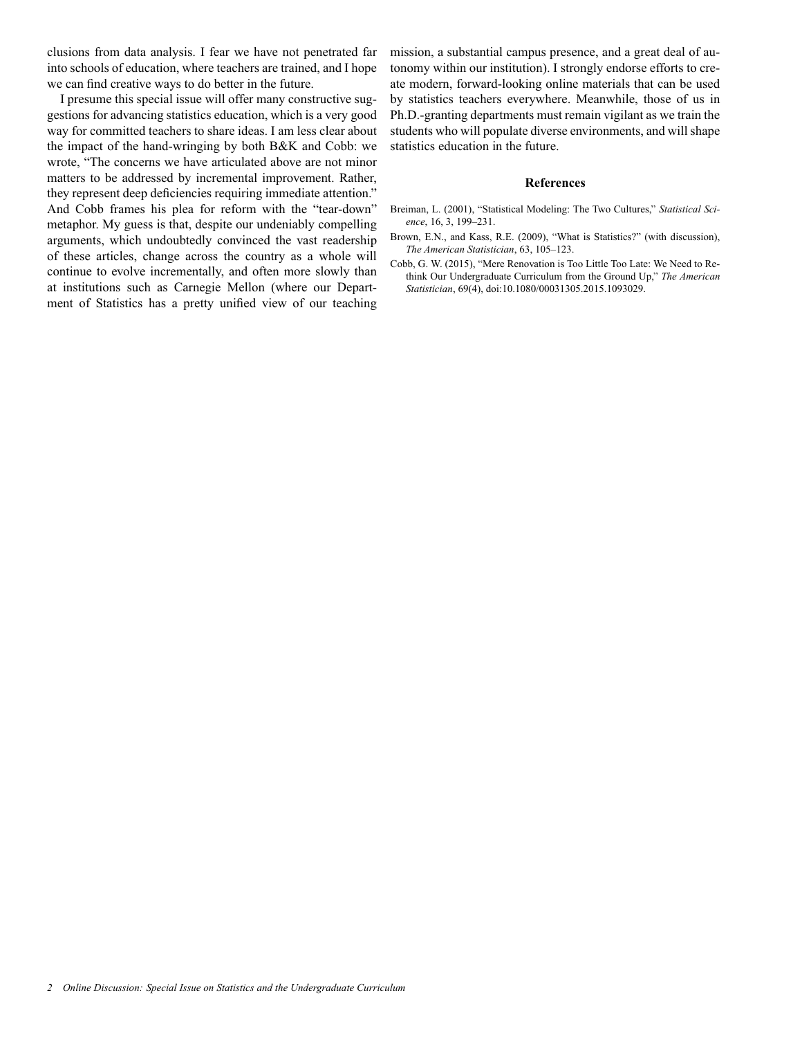clusions from data analysis. I fear we have not penetrated far into schools of education, where teachers are trained, and I hope we can find creative ways to do better in the future.

I presume this special issue will offer many constructive suggestions for advancing statistics education, which is a very good way for committed teachers to share ideas. I am less clear about the impact of the hand-wringing by both B&K and Cobb: we wrote, "The concerns we have articulated above are not minor matters to be addressed by incremental improvement. Rather, they represent deep deficiencies requiring immediate attention." And Cobb frames his plea for reform with the "tear-down" metaphor. My guess is that, despite our undeniably compelling arguments, which undoubtedly convinced the vast readership of these articles, change across the country as a whole will continue to evolve incrementally, and often more slowly than at institutions such as Carnegie Mellon (where our Department of Statistics has a pretty unified view of our teaching mission, a substantial campus presence, and a great deal of autonomy within our institution). I strongly endorse efforts to create modern, forward-looking online materials that can be used by statistics teachers everywhere. Meanwhile, those of us in Ph.D.-granting departments must remain vigilant as we train the students who will populate diverse environments, and will shape statistics education in the future.

## References

Breiman, L. (2001), "Statistical Modeling: The Two Cultures," *Statistical Science*, 16, 3, 199–231.

Brown, E.N., and Kass, R.E. (2009), "What is Statistics?" (with discussion), *The American Statistician*, 63, 105–123.

Cobb, G. W. (2015), "Mere Renovation is Too Little Too Late: We Need to Rethink Our Undergraduate Curriculum from the Ground Up," *The American Statistician*, 69(4), doi:10.1080/00031305.2015.1093029.